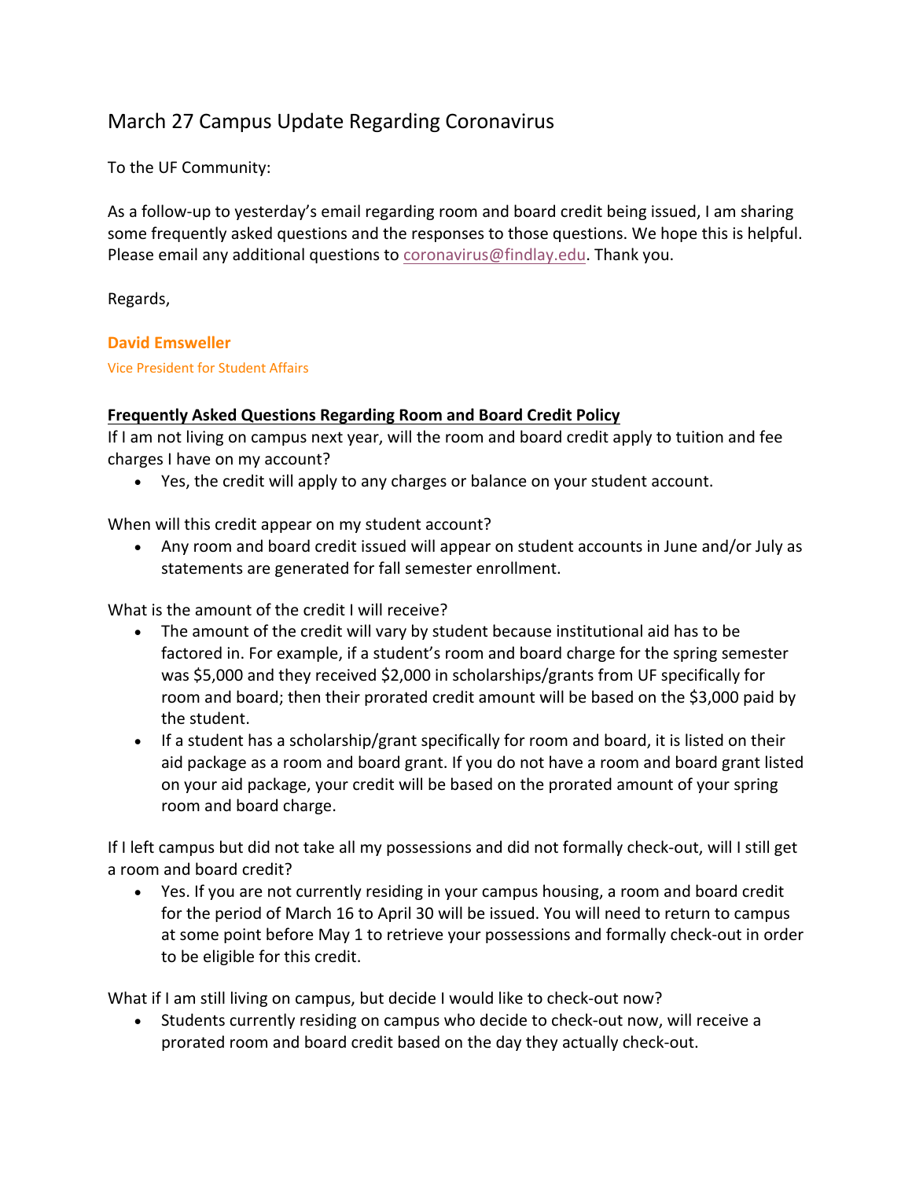# March 27 Campus Update Regarding Coronavirus

To the UF Community:

As a follow-up to yesterday's email regarding room and board credit being issued, I am sharing some frequently asked questions and the responses to those questions. We hope this is helpful. Please email any additional questions to coronavirus@findlay.edu. Thank you.

Regards,

**David Emsweller**

Vice President for Student Affairs

## Frequently Asked Questions Regarding Room and Board Credit Policy

If I am not living on campus next year, will the room and board credit apply to tuition and fee charges I have on my account?

- Yes, the credit will apply to any charges or balance on your student account.

When will this credit appear on my student account?

- Any room and board credit issued will appear on student accounts in June and/or July as statements are generated for fall semester enrollment.

What is the amount of the credit I will receive?

- The amount of the credit will vary by student because institutional aid has to be factored in. For example, if a student's room and board charge for the spring semester was $5,000 and they received $2,000 in scholarships/grants from UF specifically for room and board; then their prorated credit amount will be based on the $3,000 paid by the student.
- If a student has a scholarship/grant specifically for room and board, it is listed on their aid package as a room and board grant. If you do not have a room and board grant listed on your aid package, your credit will be based on the prorated amount of your spring room and board charge.

If I left campus but did not take all my possessions and did not formally check-out, will I still get a room and board credit?

- Yes. If you are not currently residing in your campus housing, a room and board credit for the period of March 16 to April 30 will be issued. You will need to return to campus at some point before May 1 to retrieve your possessions and formally check-out in order to be eligible for this credit.

What if I am still living on campus, but decide I would like to check-out now?

- Students currently residing on campus who decide to check-out now, will receive a prorated room and board credit based on the day they actually check-out.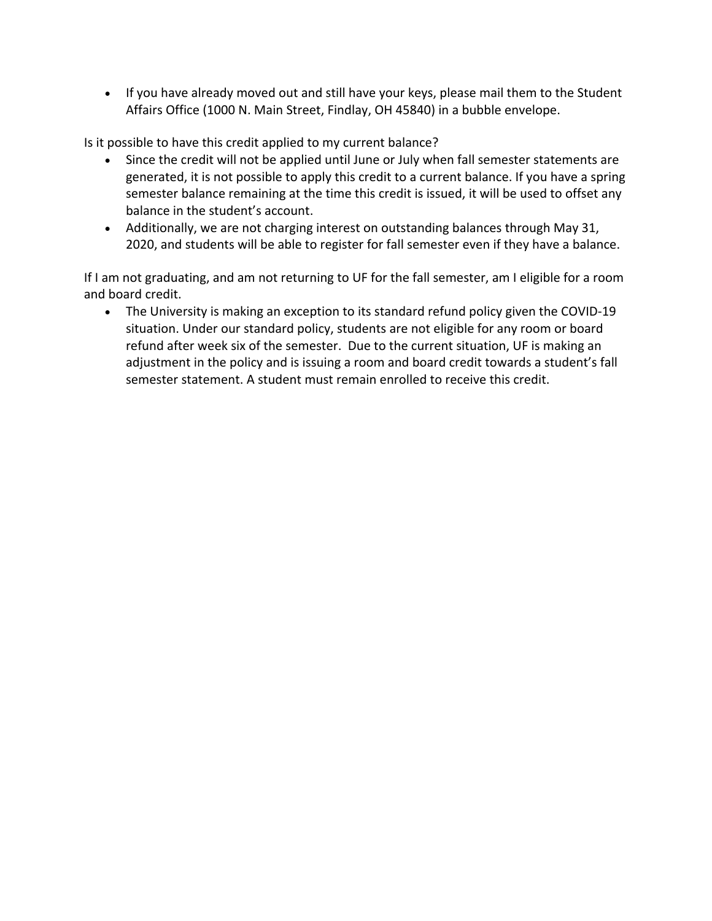- If you have already moved out and still have your keys, please mail them to the Student Affairs Office (1000 N. Main Street, Findlay, OH 45840) in a bubble envelope.

Is it possible to have this credit applied to my current balance?

- Since the credit will not be applied until June or July when fall semester statements are generated, it is not possible to apply this credit to a current balance. If you have a spring semester balance remaining at the time this credit is issued, it will be used to offset any balance in the student's account.
- Additionally, we are not charging interest on outstanding balances through May 31, 2020, and students will be able to register for fall semester even if they have a balance.

If I am not graduating, and am not returning to UF for the fall semester, am I eligible for a room and board credit.

- The University is making an exception to its standard refund policy given the COVID-19 situation. Under our standard policy, students are not eligible for any room or board refund after week six of the semester. Due to the current situation, UF is making an adjustment in the policy and is issuing a room and board credit towards a student's fall semester statement. A student must remain enrolled to receive this credit.